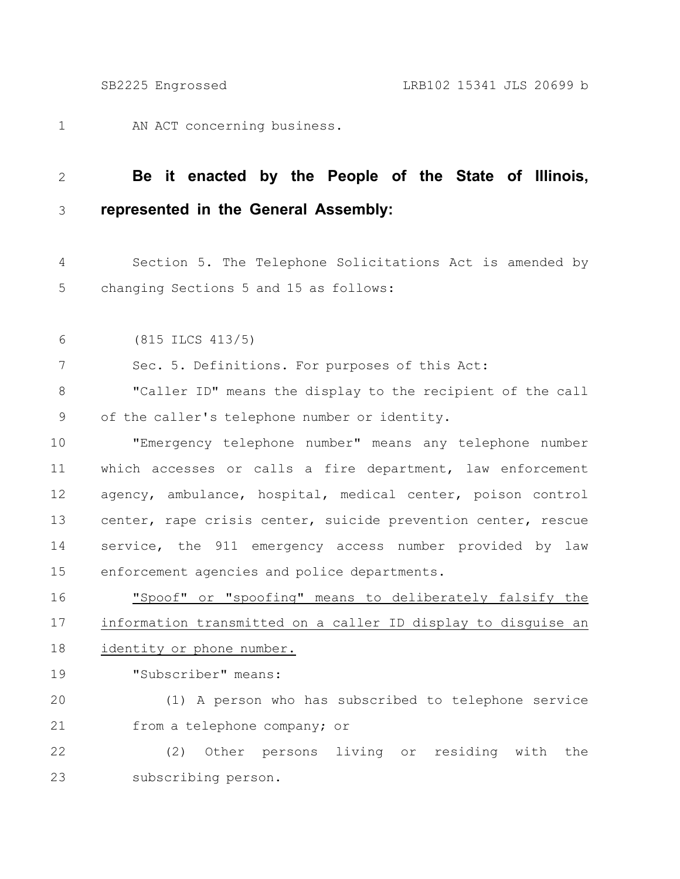AN ACT concerning business.

**Be it enacted by the People of the State of Illinois, represented in the General Assembly:**

Section 5. The Telephone Solicitations Act is amended by changing Sections 5 and 15 as follows:

(815 ILCS 413/5)

Sec. 5. Definitions. For purposes of this Act:

"Caller ID" means the display to the recipient of the call of the caller's telephone number or identity.

"Emergency telephone number" means any telephone number which accesses or calls a fire department, law enforcement agency, ambulance, hospital, medical center, poison control center, rape crisis center, suicide prevention center, rescue service, the 911 emergency access number provided by law enforcement agencies and police departments.

<u>"Spoof" or "spoofing" means to deliberately falsify the information transmitted on a caller ID display to disguise an identity or phone number.</u>

"Subscriber" means:

(1) A person who has subscribed to telephone service from a telephone company; or

(2) Other persons living or residing with the subscribing person.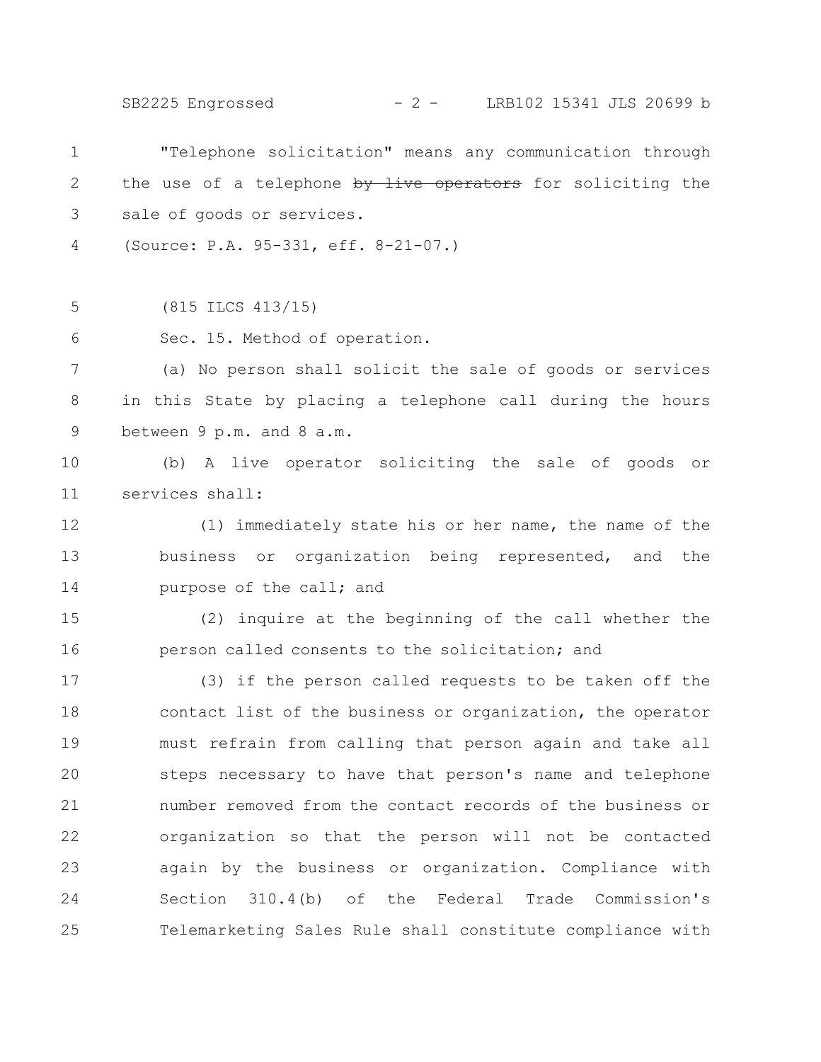"Telephone solicitation" means any communication through the use of a telephone ~~by live operators~~ for soliciting the sale of goods or services.

(Source: P.A. 95-331, eff. 8-21-07.)

(815 ILCS 413/15)

Sec. 15. Method of operation.

(a) No person shall solicit the sale of goods or services in this State by placing a telephone call during the hours between 9 p.m. and 8 a.m.

(b) A live operator soliciting the sale of goods or services shall:

(1) immediately state his or her name, the name of the business or organization being represented, and the purpose of the call; and

(2) inquire at the beginning of the call whether the person called consents to the solicitation; and

(3) if the person called requests to be taken off the contact list of the business or organization, the operator must refrain from calling that person again and take all steps necessary to have that person's name and telephone number removed from the contact records of the business or organization so that the person will not be contacted again by the business or organization. Compliance with Section 310.4(b) of the Federal Trade Commission's Telemarketing Sales Rule shall constitute compliance with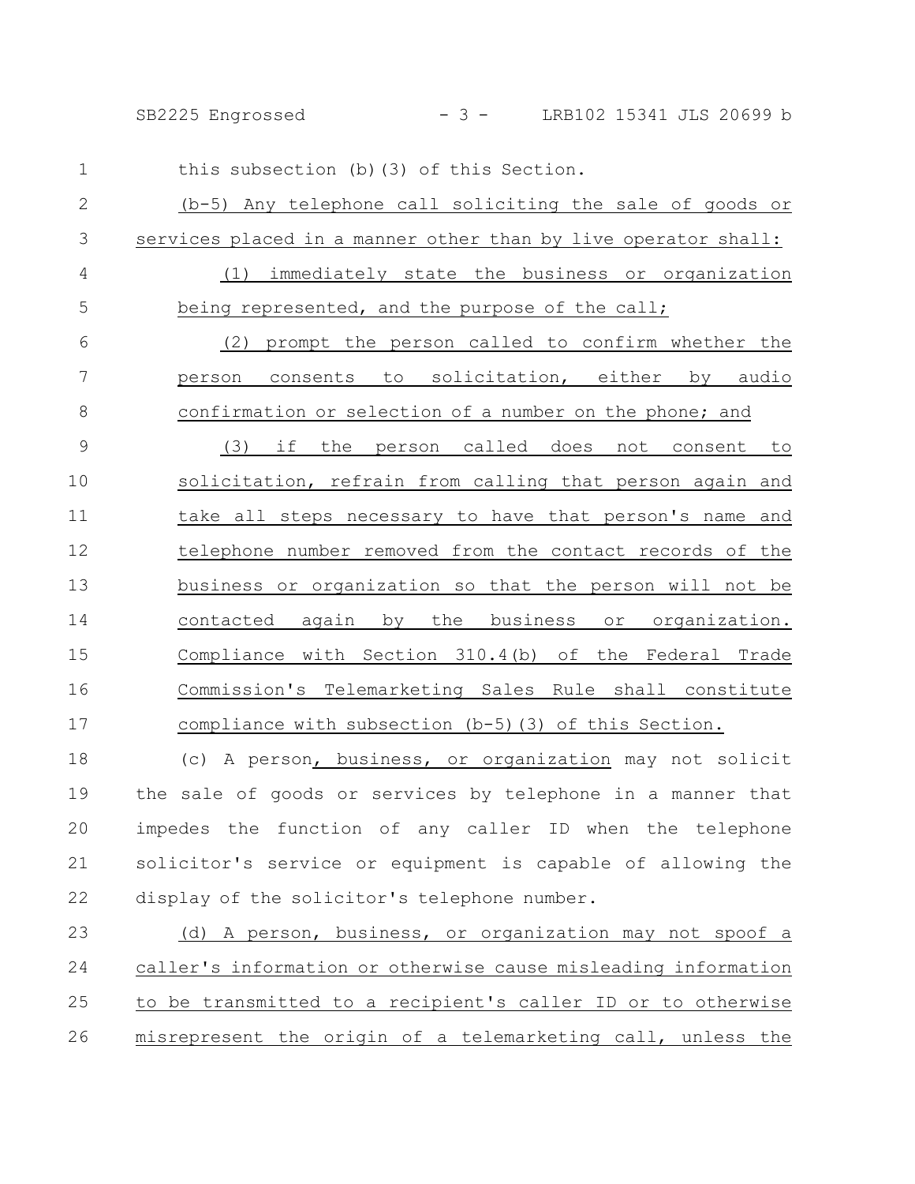this subsection (b)(3) of this Section.

(b-5) Any telephone call soliciting the sale of goods or services placed in a manner other than by live operator shall:

(1) immediately state the business or organization being represented, and the purpose of the call;

(2) prompt the person called to confirm whether the person consents to solicitation, either by audio confirmation or selection of a number on the phone; and

(3) if the person called does not consent to solicitation, refrain from calling that person again and take all steps necessary to have that person's name and telephone number removed from the contact records of the business or organization so that the person will not be contacted again by the business or organization. Compliance with Section 310.4(b) of the Federal Trade Commission's Telemarketing Sales Rule shall constitute compliance with subsection (b-5)(3) of this Section.

(c) A person, business, or organization may not solicit the sale of goods or services by telephone in a manner that impedes the function of any caller ID when the telephone solicitor's service or equipment is capable of allowing the display of the solicitor's telephone number.

(d) A person, business, or organization may not spoof a caller's information or otherwise cause misleading information to be transmitted to a recipient's caller ID or to otherwise misrepresent the origin of a telemarketing call, unless the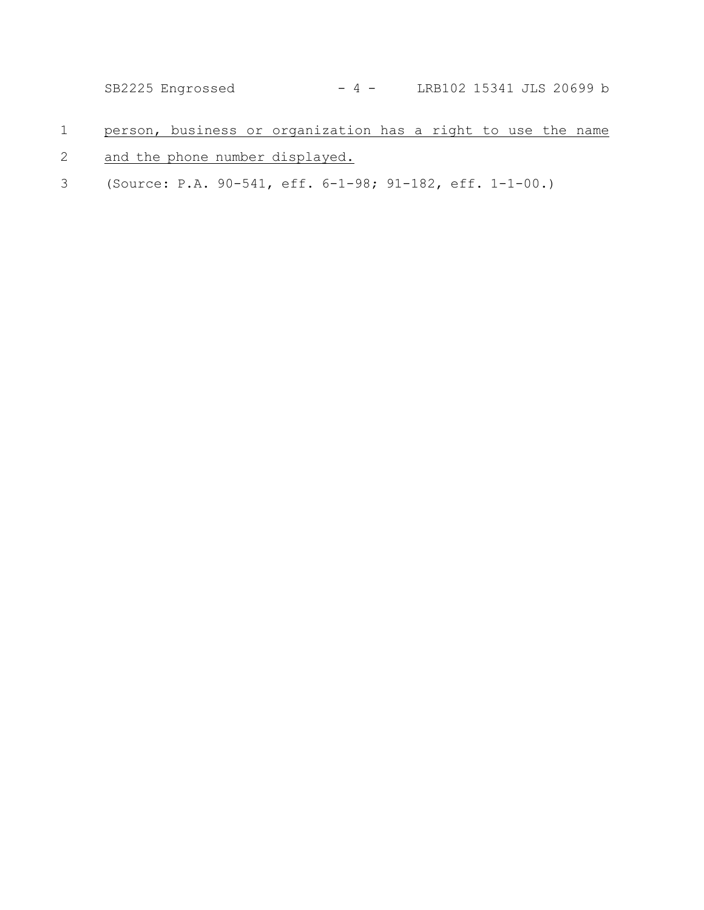person, business or organization has a right to use the name and the phone number displayed.

(Source: P.A. 90-541, eff. 6-1-98; 91-182, eff. 1-1-00.)